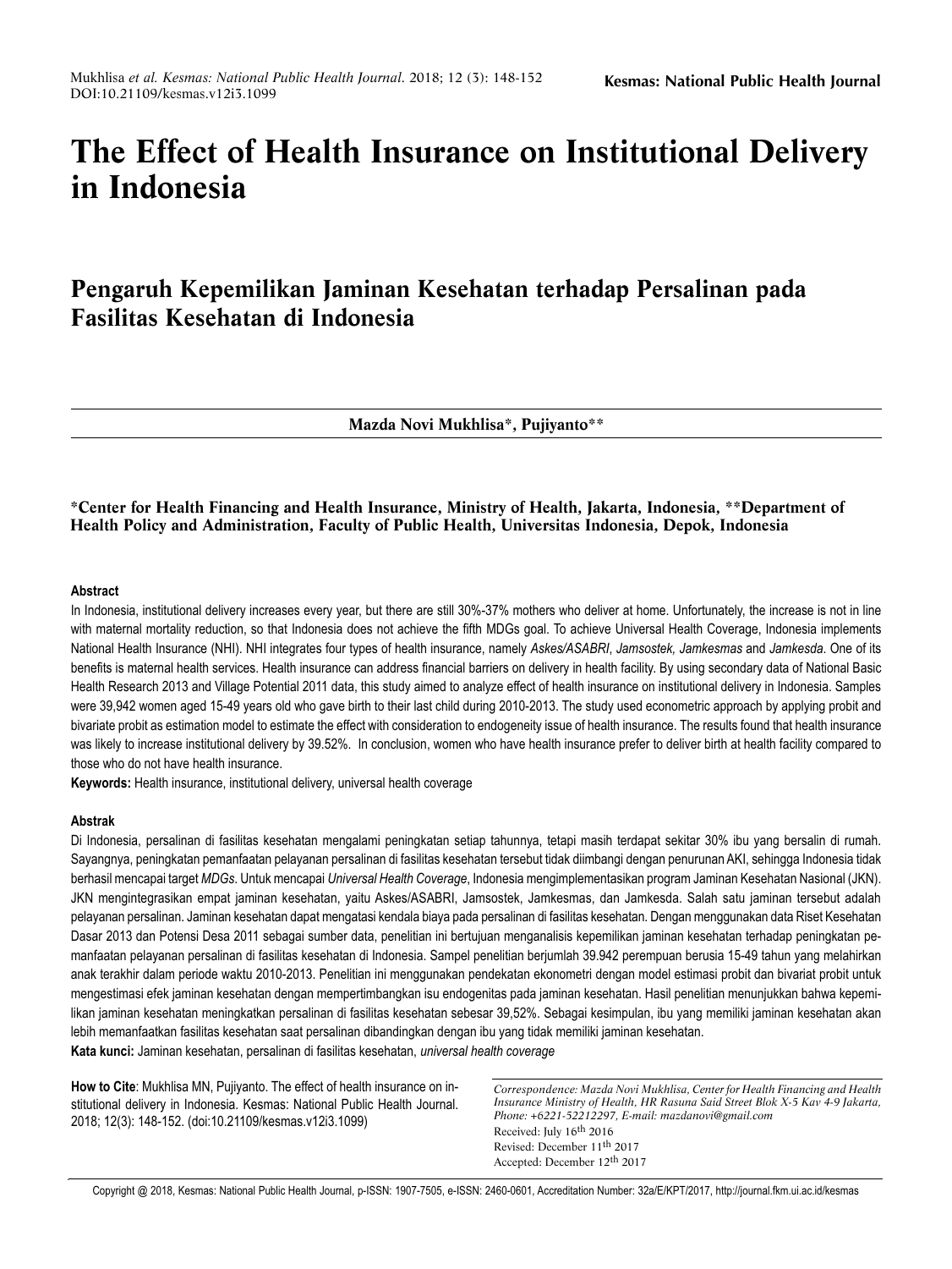# The Effect of Health Insurance on Institutional Delivery in Indonesia

## Pengaruh Kepemilikan Jaminan Kesehatan terhadap Persalinan pada Fasilitas Kesehatan di Indonesia

**Mazda Novi Mukhlisa\*, Pujiyanto\*\***

**\*Center for Health Financing and Health Insurance, Ministry of Health, Jakarta, Indonesia, \*\*Department of Health Policy and Administration, Faculty of Public Health, Universitas Indonesia, Depok, Indonesia**

### Abstract

In Indonesia, institutional delivery increases every year, but there are still 30%-37% mothers who deliver at home. Unfortunately, the increase is not in line with maternal mortality reduction, so that Indonesia does not achieve the fifth MDGs goal. To achieve Universal Health Coverage, Indonesia implements National Health Insurance (NHI). NHI integrates four types of health insurance, namely *Askes/ASABRI*, *Jamsostek, Jamkesmas* and *Jamkesda*. One of its benefits is maternal health services. Health insurance can address financial barriers on delivery in health facility. By using secondary data of National Basic Health Research 2013 and Village Potential 2011 data, this study aimed to analyze effect of health insurance on institutional delivery in Indonesia. Samples were 39,942 women aged 15-49 years old who gave birth to their last child during 2010-2013. The study used econometric approach by applying probit and bivariate probit as estimation model to estimate the effect with consideration to endogeneity issue of health insurance. The results found that health insurance was likely to increase institutional delivery by 39.52%. In conclusion, women who have health insurance prefer to deliver birth at health facility compared to those who do not have health insurance.

**Keywords:** Health insurance, institutional delivery, universal health coverage

### Abstrak

Di Indonesia, persalinan di fasilitas kesehatan mengalami peningkatan setiap tahunnya, tetapi masih terdapat sekitar 30% ibu yang bersalin di rumah. Sayangnya, peningkatan pemanfaatan pelayanan persalinan di fasilitas kesehatan tersebut tidak diimbangi dengan penurunan AKI, sehingga Indonesia tidak berhasil mencapai target *MDGs*. Untuk mencapai *Universal Health Coverage*, Indonesia mengimplementasikan program Jaminan Kesehatan Nasional (JKN). JKN mengintegrasikan empat jaminan kesehatan, yaitu Askes/ASABRI, Jamsostek, Jamkesmas, dan Jamkesda. Salah satu jaminan tersebut adalah pelayanan persalinan. Jaminan kesehatan dapat mengatasi kendala biaya pada persalinan di fasilitas kesehatan. Dengan menggunakan data Riset Kesehatan Dasar 2013 dan Potensi Desa 2011 sebagai sumber data, penelitian ini bertujuan menganalisis kepemilikan jaminan kesehatan terhadap peningkatan pemanfaatan pelayanan persalinan di fasilitas kesehatan di Indonesia. Sampel penelitian berjumlah 39.942 perempuan berusia 15-49 tahun yang melahirkan anak terakhir dalam periode waktu 2010-2013. Penelitian ini menggunakan pendekatan ekonometri dengan model estimasi probit dan bivariat probit untuk mengestimasi efek jaminan kesehatan dengan mempertimbangkan isu endogenitas pada jaminan kesehatan. Hasil penelitian menunjukkan bahwa kepemilikan jaminan kesehatan meningkatkan persalinan di fasilitas kesehatan sebesar 39,52%. Sebagai kesimpulan, ibu yang memiliki jaminan kesehatan akan lebih memanfaatkan fasilitas kesehatan saat persalinan dibandingkan dengan ibu yang tidak memiliki jaminan kesehatan.

**Kata kunci:** Jaminan kesehatan, persalinan di fasilitas kesehatan, *universal health coverage*

**How to Cite**: Mukhlisa MN, Pujiyanto. The effect of health insurance on institutional delivery in Indonesia. Kesmas: National Public Health Journal. 2018; 12(3): 148-152. (doi:10.21109/kesmas.v12i3.1099)

*Correspondence: Mazda Novi Mukhlisa, Center for Health Financing and Health Insurance Ministry of Health, HR Rasuna Said Street Blok X-5 Kav 4-9 Jakarta, Phone: +6221-52212297, E-mail: mazdanovi@gmail.com*
Received: July 16th 2016
Revised: December 11th 2017
Accepted: December 12th 2017

Copyright @ 2018, Kesmas: National Public Health Journal, p-ISSN: 1907-7505, e-ISSN: 2460-0601, Accreditation Number: 32a/E/KPT/2017, http://journal.fkm.ui.ac.id/kesmas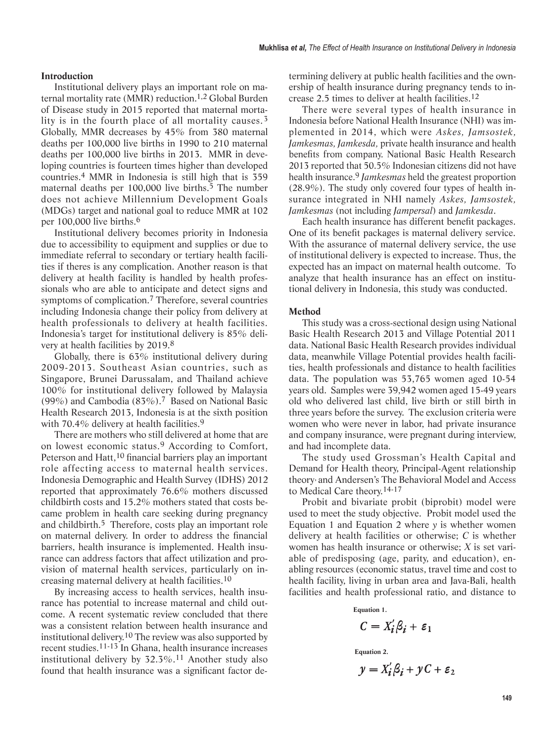## Introduction

Institutional delivery plays an important role on maternal mortality rate (MMR) reduction.[1,2] Global Burden of Disease study in 2015 reported that maternal mortality is in the fourth place of all mortality causes.[3] Globally, MMR decreases by 45% from 380 maternal deaths per 100,000 live births in 1990 to 210 maternal deaths per 100,000 live births in 2013. MMR in developing countries is fourteen times higher than developed countries.[4] MMR in Indonesia is still high that is 359 maternal deaths per 100,000 live births.[5] The number does not achieve Millennium Development Goals (MDGs) target and national goal to reduce MMR at 102 per 100,000 live births.[6]

Institutional delivery becomes priority in Indonesia due to accessibility to equipment and supplies or due to immediate referral to secondary or tertiary health facilities if theres is any complication. Another reason is that delivery at health facility is handled by health professionals who are able to anticipate and detect signs and symptoms of complication.[7] Therefore, several countries including Indonesia change their policy from delivery at health professionals to delivery at health facilities. Indonesia's target for institutional delivery is 85% delivery at health facilities by 2019.[8]

Globally, there is 63% institutional delivery during 2009-2013. Southeast Asian countries, such as Singapore, Brunei Darussalam, and Thailand achieve 100% for institutional delivery followed by Malaysia (99%) and Cambodia (83%).[7] Based on National Basic Health Research 2013, Indonesia is at the sixth position with 70.4% delivery at health facilities.[9]

There are mothers who still delivered at home that are on lowest economic status.[9] According to Comfort, Peterson and Hatt,[10] financial barriers play an important role affecting access to maternal health services. Indonesia Demographic and Health Survey (IDHS) 2012 reported that approximately 76.6% mothers discussed childbirth costs and 15.2% mothers stated that costs became problem in health care seeking during pregnancy and childbirth.[5] Therefore, costs play an important role on maternal delivery. In order to address the financial barriers, health insurance is implemented. Health insurance can address factors that affect utilization and provision of maternal health services, particularly on increasing maternal delivery at health facilities.[10]

By increasing access to health services, health insurance has potential to increase maternal and child outcome. A recent systematic review concluded that there was a consistent relation between health insurance and institutional delivery.[10] The review was also supported by recent studies.[11-13] In Ghana, health insurance increases institutional delivery by 32.3%.[11] Another study also found that health insurance was a significant factor determining delivery at public health facilities and the ownership of health insurance during pregnancy tends to increase 2.5 times to deliver at health facilities.[12]

There were several types of health insurance in Indonesia before National Health Insurance (NHI) was implemented in 2014, which were *Askes, Jamsostek, Jamkesmas, Jamkesda,* private health insurance and health benefits from company. National Basic Health Research 2013 reported that 50.5% Indonesian citizens did not have health insurance.[9] *Jamkesmas* held the greatest proportion (28.9%). The study only covered four types of health insurance integrated in NHI namely *Askes, Jamsostek, Jamkesmas* (not including *Jampersal*) and *Jamkesda*.

Each health insurance has different benefit packages. One of its benefit packages is maternal delivery service. With the assurance of maternal delivery service, the use of institutional delivery is expected to increase. Thus, the expected has an impact on maternal health outcome. To analyze that health insurance has an effect on institutional delivery in Indonesia, this study was conducted.

## Method

This study was a cross-sectional design using National Basic Health Research 2013 and Village Potential 2011 data. National Basic Health Research provides individual data, meanwhile Village Potential provides health facilities, health professionals and distance to health facilities data. The population was 53,765 women aged 10-54 years old. Samples were 39,942 women aged 15-49 years old who delivered last child, live birth or still birth in three years before the survey. The exclusion criteria were women who were never in labor, had private insurance and company insurance, were pregnant during interview, and had incomplete data.

The study used Grossman's Health Capital and Demand for Health theory, Principal-Agent relationship theory, and Andersen's The Behavioral Model and Access to Medical Care theory.[14-17]

Probit and bivariate probit (biprobit) model were used to meet the study objective. Probit model used the Equation 1 and Equation 2 where *y* is whether women delivery at health facilities or otherwise; *C* is whether women has health insurance or otherwise; *X* is set variable of predisposing (age, parity, and education), enabling resources (economic status, travel time and cost to health facility, living in urban area and Java-Bali, health facilities and health professional ratio, and distance to

**Equation 1.**

$$C = X_i'\beta_i + \varepsilon_1$$

**Equation 2.**

$$y = X_i'\beta_i + \gamma C + \varepsilon_2$$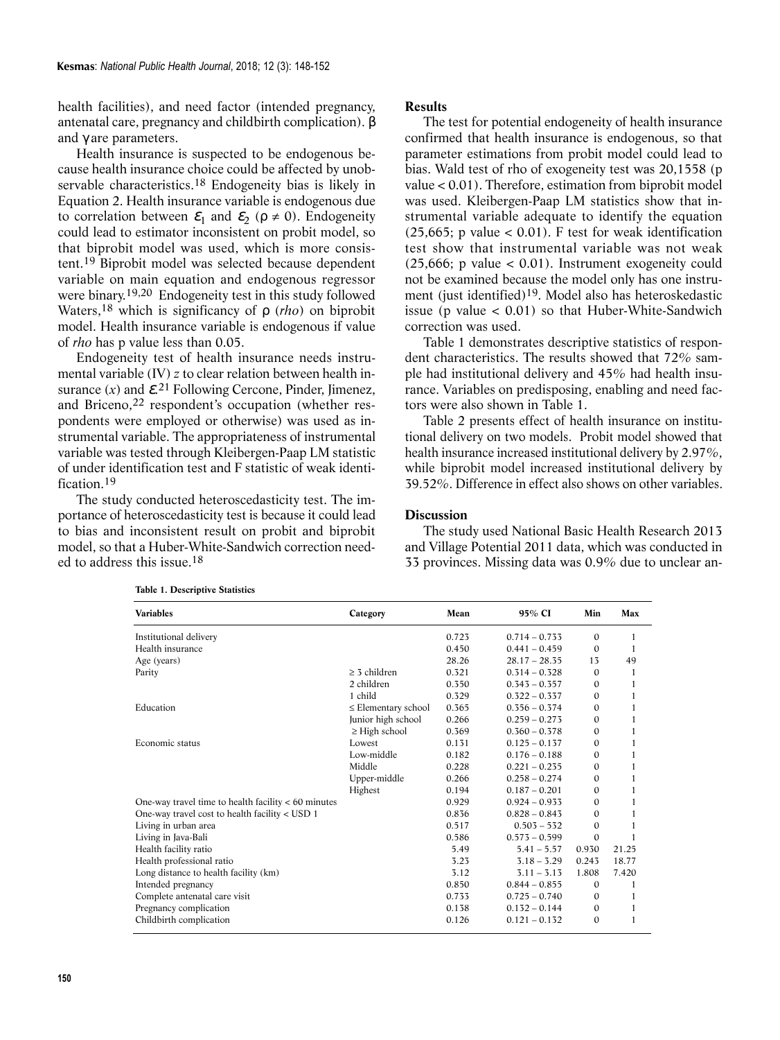health facilities), and need factor (intended pregnancy, antenatal care, pregnancy and childbirth complication). $\beta$ and $\gamma$ are parameters.

Health insurance is suspected to be endogenous because health insurance choice could be affected by unobservable characteristics.[18] Endogeneity bias is likely in Equation 2. Health insurance variable is endogenous due to correlation between $\varepsilon_1$ and $\varepsilon_2$ ($\rho \neq 0$). Endogeneity could lead to estimator inconsistent on probit model, so that biprobit model was used, which is more consistent.[19] Biprobit model was selected because dependent variable on main equation and endogenous regressor were binary.[19,20] Endogeneity test in this study followed Waters,[18] which is significancy of $\rho$ (*rho*) on biprobit model. Health insurance variable is endogenous if value of *rho* has p value less than 0.05.

Endogeneity test of health insurance needs instrumental variable (IV) $z$ to clear relation between health insurance ($x$) and $\varepsilon$.[21] Following Cercone, Pinder, Jimenez, and Briceno,[22] respondent's occupation (whether respondents were employed or otherwise) was used as instrumental variable. The appropriateness of instrumental variable was tested through Kleibergen-Paap LM statistic of under identification test and F statistic of weak identification.[19]

The study conducted heteroscedasticity test. The importance of heteroscedasticity test is because it could lead to bias and inconsistent result on probit and biprobit model, so that a Huber-White-Sandwich correction needed to address this issue.[18]

## Results

The test for potential endogeneity of health insurance confirmed that health insurance is endogenous, so that parameter estimations from probit model could lead to bias. Wald test of rho of exogeneity test was 20,1558 (p value < 0.01). Therefore, estimation from biprobit model was used. Kleibergen-Paap LM statistics show that instrumental variable adequate to identify the equation (25,665; p value < 0.01). F test for weak identification test show that instrumental variable was not weak (25,666; p value < 0.01). Instrument exogeneity could not be examined because the model only has one instrument (just identified)[19]. Model also has heteroskedastic issue (p value < 0.01) so that Huber-White-Sandwich correction was used.

Table 1 demonstrates descriptive statistics of respondent characteristics. The results showed that 72% sample had institutional delivery and 45% had health insurance. Variables on predisposing, enabling and need factors were also shown in Table 1.

Table 2 presents effect of health insurance on institutional delivery on two models. Probit model showed that health insurance increased institutional delivery by 2.97%, while biprobit model increased institutional delivery by 39.32%. Difference in effect also shows on other variables.

## Discussion

The study used National Basic Health Research 2013 and Village Potential 2011 data, which was conducted in 33 provinces. Missing data was 0.9% due to unclear an-

**Table 1. Descriptive Statistics**

| Variables | Category | Mean | 95% CI | Min | Max |
|---|---|---|---|---|---|
| Institutional delivery | | 0.723 | 0.714 – 0.733 | 0 | 1 |
| Health insurance | | 0.450 | 0.441 – 0.459 | 0 | 1 |
| Age (years) | | 28.26 | 28.17 – 28.35 | 13 | 49 |
| Parity | ≥ 3 children | 0.321 | 0.314 – 0.328 | 0 | 1 |
| | 2 children | 0.350 | 0.343 – 0.357 | 0 | 1 |
| | 1 child | 0.329 | 0.322 – 0.337 | 0 | 1 |
| Education | ≤ Elementary school | 0.365 | 0.356 – 0.374 | 0 | 1 |
| | Junior high school | 0.266 | 0.259 – 0.273 | 0 | 1 |
| | ≥ High school | 0.369 | 0.360 – 0.378 | 0 | 1 |
| Economic status | Lowest | 0.131 | 0.125 – 0.137 | 0 | 1 |
| | Low-middle | 0.182 | 0.176 – 0.188 | 0 | 1 |
| | Middle | 0.228 | 0.221 – 0.235 | 0 | 1 |
| | Upper-middle | 0.266 | 0.258 – 0.274 | 0 | 1 |
| | Highest | 0.194 | 0.187 – 0.201 | 0 | 1 |
| One-way travel time to health facility < 60 minutes | | 0.929 | 0.924 – 0.933 | 0 | 1 |
| One-way travel cost to health facility < USD 1 | | 0.836 | 0.828 – 0.843 | 0 | 1 |
| Living in urban area | | 0.517 | 0.503 – 532 | 0 | 1 |
| Living in Java-Bali | | 0.586 | 0.573 – 0.599 | 0 | 1 |
| Health facility ratio | | 5.49 | 5.41 – 5.57 | 0.930 | 21.25 |
| Health professional ratio | | 3.23 | 3.18 – 3.29 | 0.243 | 18.77 |
| Long distance to health facility (km) | | 3.12 | 3.11 – 3.13 | 1.808 | 7.420 |
| Intended pregnancy | | 0.850 | 0.844 – 0.855 | 0 | 1 |
| Complete antenatal care visit | | 0.733 | 0.725 – 0.740 | 0 | 1 |
| Pregnancy complication | | 0.138 | 0.132 – 0.144 | 0 | 1 |
| Childbirth complication | | 0.126 | 0.121 – 0.132 | 0 | 1 |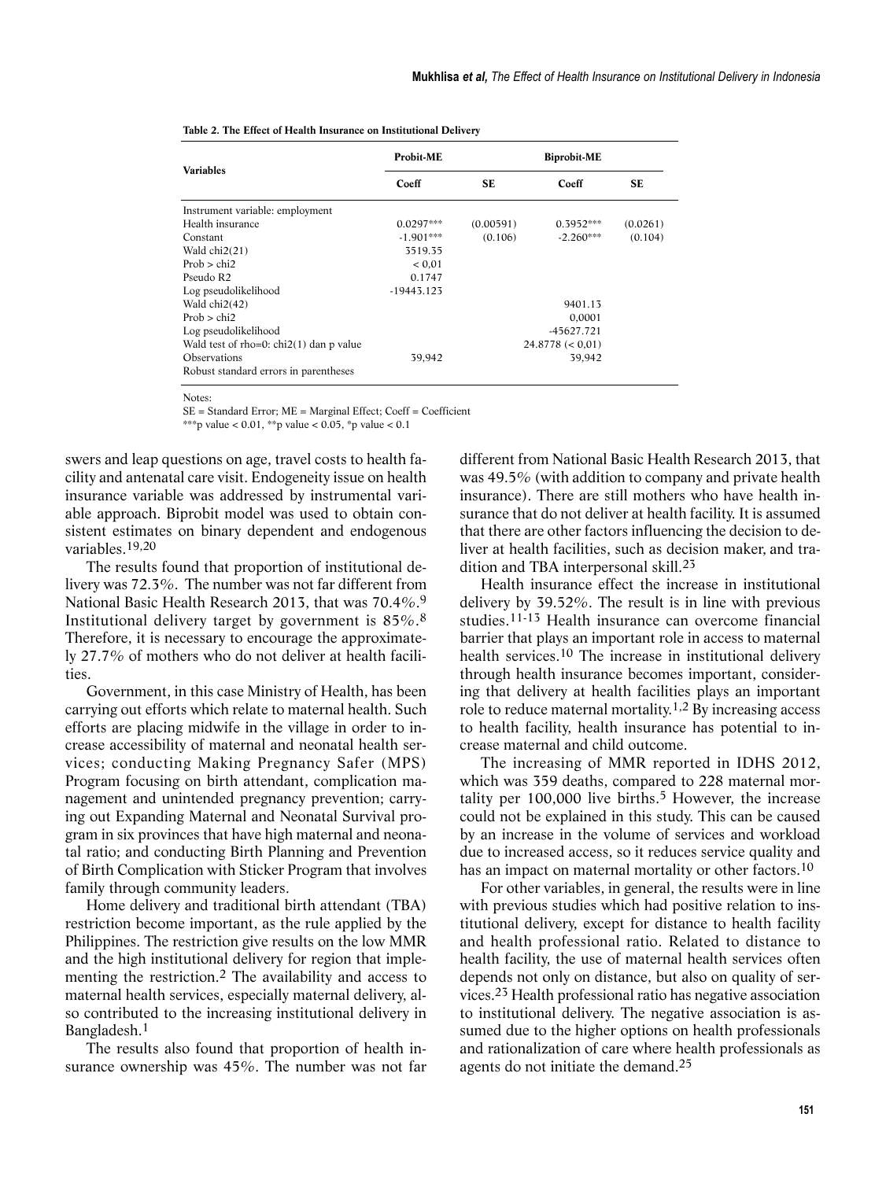**Table 2. The Effect of Health Insurance on Institutional Delivery**

| Variables | Probit-ME | | Biprobit-ME | |
|---|---|---|---|---|
| | Coeff | SE | Coeff | SE |
| Instrument variable: employment | | | | |
| Health insurance | 0.0297*** | (0.00591) | 0.3952*** | (0.0261) |
| Constant | -1.901*** | (0.106) | -2.260*** | (0.104) |
| Wald chi2(21) | 3519.35 | | | |
| Prob > chi2 | < 0,01 | | | |
| Pseudo R2 | 0.1747 | | | |
| Log pseudolikelihood | -19443.123 | | | |
| Wald chi2(42) | | | 9401.13 | |
| Prob > chi2 | | | 0,0001 | |
| Log pseudolikelihood | | | -45627.721 | |
| Wald test of rho=0: chi2(1) dan p value | | | 24.8778 (< 0,01) | |
| Observations | 39,942 | | 39,942 | |
| Robust standard errors in parentheses | | | | |

Notes:
SE = Standard Error; ME = Marginal Effect; Coeff = Coefficient
***p value < 0.01, **p value < 0.05, *p value < 0.1

swers and leap questions on age, travel costs to health facility and antenatal care visit. Endogeneity issue on health insurance variable was addressed by instrumental variable approach. Biprobit model was used to obtain consistent estimates on binary dependent and endogenous variables.[19,20]

The results found that proportion of institutional delivery was 72.3%. The number was not far different from National Basic Health Research 2013, that was 70.4%.[9] Institutional delivery target by government is 85%.[8] Therefore, it is necessary to encourage the approximately 27.7% of mothers who do not deliver at health facilities.

Government, in this case Ministry of Health, has been carrying out efforts which relate to maternal health. Such efforts are placing midwife in the village in order to increase accessibility of maternal and neonatal health services; conducting Making Pregnancy Safer (MPS) Program focusing on birth attendant, complication management and unintended pregnancy prevention; carrying out Expanding Maternal and Neonatal Survival program in six provinces that have high maternal and neonatal ratio; and conducting Birth Planning and Prevention of Birth Complication with Sticker Program that involves family through community leaders.

Home delivery and traditional birth attendant (TBA) restriction become important, as the rule applied by the Philippines. The restriction give results on the low MMR and the high institutional delivery for region that implementing the restriction.[2] The availability and access to maternal health services, especially maternal delivery, also contributed to the increasing institutional delivery in Bangladesh.[1]

The results also found that proportion of health insurance ownership was 45%. The number was not far different from National Basic Health Research 2013, that was 49.5% (with addition to company and private health insurance). There are still mothers who have health insurance that do not deliver at health facility. It is assumed that there are other factors influencing the decision to deliver at health facilities, such as decision maker, and tradition and TBA interpersonal skill.[23]

Health insurance effect the increase in institutional delivery by 39.52%. The result is in line with previous studies.[11-13] Health insurance can overcome financial barrier that plays an important role in access to maternal health services.[10] The increase in institutional delivery through health insurance becomes important, considering that delivery at health facilities plays an important role to reduce maternal mortality.[1,2] By increasing access to health facility, health insurance has potential to increase maternal and child outcome.

The increasing of MMR reported in IDHS 2012, which was 359 deaths, compared to 228 maternal mortality per 100,000 live births.[5] However, the increase could not be explained in this study. This can be caused by an increase in the volume of services and workload due to increased access, so it reduces service quality and has an impact on maternal mortality or other factors.[10]

For other variables, in general, the results were in line with previous studies which had positive relation to institutional delivery, except for distance to health facility and health professional ratio. Related to distance to health facility, the use of maternal health services often depends not only on distance, but also on quality of services.[23] Health professional ratio has negative association to institutional delivery. The negative association is assumed due to the higher options on health professionals and rationalization of care where health professionals as agents do not initiate the demand.[25]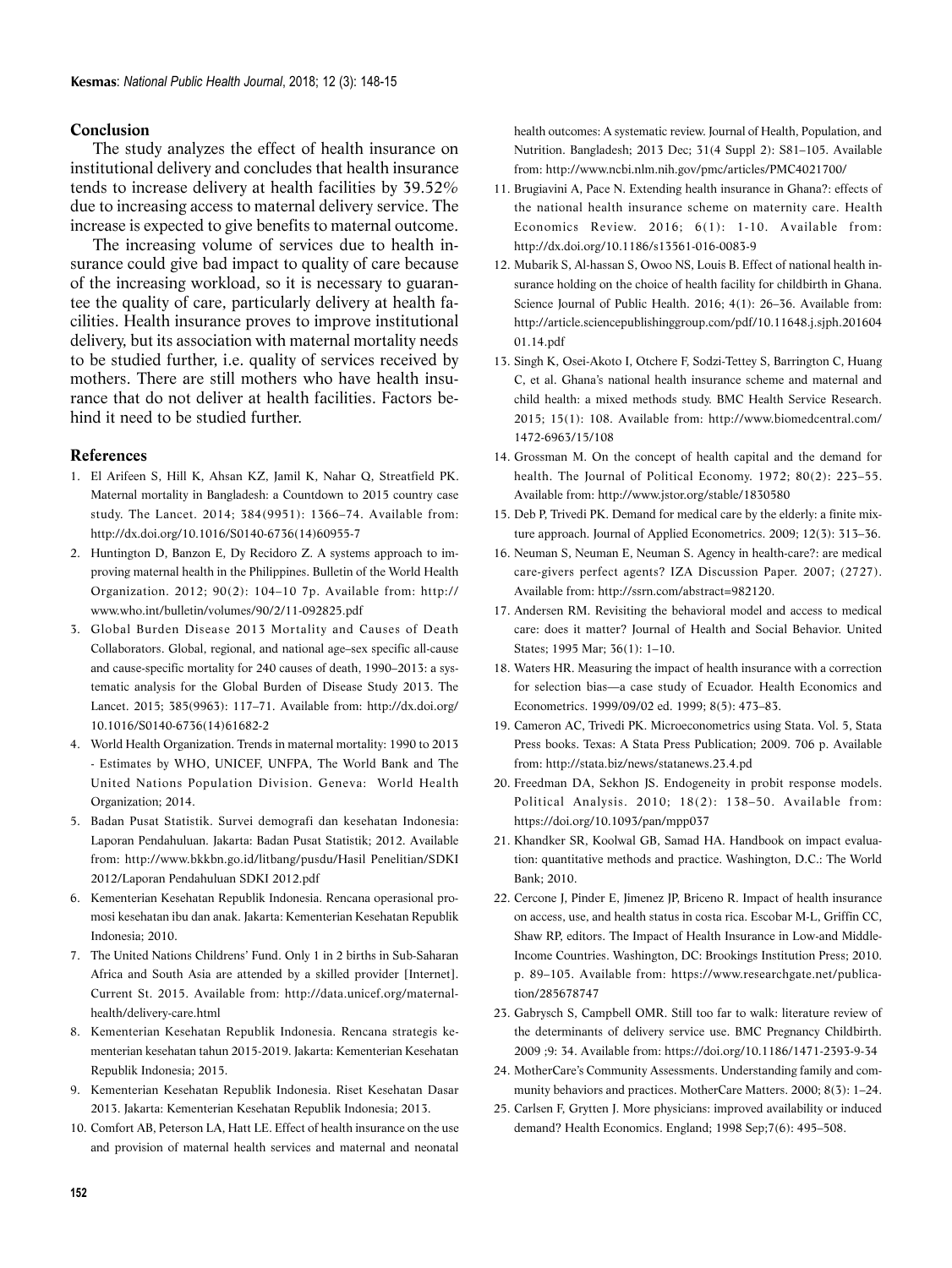## Conclusion

The study analyzes the effect of health insurance on institutional delivery and concludes that health insurance tends to increase delivery at health facilities by 39.52% due to increasing access to maternal delivery service. The increase is expected to give benefits to maternal outcome.

The increasing volume of services due to health insurance could give bad impact to quality of care because of the increasing workload, so it is necessary to guarantee the quality of care, particularly delivery at health facilities. Health insurance proves to improve institutional delivery, but its association with maternal mortality needs to be studied further, i.e. quality of services received by mothers. There are still mothers who have health insurance that do not deliver at health facilities. Factors behind it need to be studied further.

## References

1. El Arifeen S, Hill K, Ahsan KZ, Jamil K, Nahar Q, Streatfield PK. Maternal mortality in Bangladesh: a Countdown to 2015 country case study. The Lancet. 2014; 384(9951): 1366–74. Available from: http://dx.doi.org/10.1016/S0140-6736(14)60955-7
2. Huntington D, Banzon E, Dy Recidoro Z. A systems approach to improving maternal health in the Philippines. Bulletin of the World Health Organization. 2012; 90(2): 104–10 7p. Available from: http://www.who.int/bulletin/volumes/90/2/11-092825.pdf
3. Global Burden Disease 2013 Mortality and Causes of Death Collaborators. Global, regional, and national age–sex specific all-cause and cause-specific mortality for 240 causes of death, 1990–2013: a systematic analysis for the Global Burden of Disease Study 2013. The Lancet. 2015; 385(9963): 117–71. Available from: http://dx.doi.org/10.1016/S0140-6736(14)61682-2
4. World Health Organization. Trends in maternal mortality: 1990 to 2013 - Estimates by WHO, UNICEF, UNFPA, The World Bank and The United Nations Population Division. Geneva: World Health Organization; 2014.
5. Badan Pusat Statistik. Survei demografi dan kesehatan Indonesia: Laporan Pendahuluan. Jakarta: Badan Pusat Statistik; 2012. Available from: http://www.bkkbn.go.id/litbang/pusdu/Hasil Penelitian/SDKI 2012/Laporan Pendahuluan SDKI 2012.pdf
6. Kementerian Kesehatan Republik Indonesia. Rencana operasional promosi kesehatan ibu dan anak. Jakarta: Kementerian Kesehatan Republik Indonesia; 2010.
7. The United Nations Childrens' Fund. Only 1 in 2 births in Sub-Saharan Africa and South Asia are attended by a skilled provider [Internet]. Current St. 2015. Available from: http://data.unicef.org/maternal-health/delivery-care.html
8. Kementerian Kesehatan Republik Indonesia. Rencana strategis kementerian kesehatan tahun 2015-2019. Jakarta: Kementerian Kesehatan Republik Indonesia; 2015.
9. Kementerian Kesehatan Republik Indonesia. Riset Kesehatan Dasar 2013. Jakarta: Kementerian Kesehatan Republik Indonesia; 2013.
10. Comfort AB, Peterson LA, Hatt LE. Effect of health insurance on the use and provision of maternal health services and maternal and neonatal health outcomes: A systematic review. Journal of Health, Population, and Nutrition. Bangladesh; 2013 Dec; 31(4 Suppl 2): S81–105. Available from: http://www.ncbi.nlm.nih.gov/pmc/articles/PMC4021700/
11. Brugiavini A, Pace N. Extending health insurance in Ghana?: effects of the national health insurance scheme on maternity care. Health Economics Review. 2016; 6(1): 1-10. Available from: http://dx.doi.org/10.1186/s13561-016-0083-9
12. Mubarik S, Al-hassan S, Owoo NS, Louis B. Effect of national health insurance holding on the choice of health facility for childbirth in Ghana. Science Journal of Public Health. 2016; 4(1): 26–36. Available from: http://article.sciencepublishinggroup.com/pdf/10.11648.j.sjph.20160401.14.pdf
13. Singh K, Osei-Akoto I, Otchere F, Sodzi-Tettey S, Barrington C, Huang C, et al. Ghana's national health insurance scheme and maternal and child health: a mixed methods study. BMC Health Service Research. 2015; 15(1): 108. Available from: http://www.biomedcentral.com/1472-6963/15/108
14. Grossman M. On the concept of health capital and the demand for health. The Journal of Political Economy. 1972; 80(2): 223–55. Available from: http://www.jstor.org/stable/1830580
15. Deb P, Trivedi PK. Demand for medical care by the elderly: a finite mixture approach. Journal of Applied Econometrics. 2009; 12(3): 313–36.
16. Neuman S, Neuman E, Neuman S. Agency in health-care?: are medical care-givers perfect agents? IZA Discussion Paper. 2007; (2727). Available from: http://ssrn.com/abstract=982120.
17. Andersen RM. Revisiting the behavioral model and access to medical care: does it matter? Journal of Health and Social Behavior. United States; 1995 Mar; 36(1): 1–10.
18. Waters HR. Measuring the impact of health insurance with a correction for selection bias—a case study of Ecuador. Health Economics and Econometrics. 1999/09/02 ed. 1999; 8(5): 473–83.
19. Cameron AC, Trivedi PK. Microeconometrics using Stata. Vol. 5, Stata Press books. Texas: A Stata Press Publication; 2009. 706 p. Available from: http://stata.biz/news/statanews.23.4.pd
20. Freedman DA, Sekhon JS. Endogeneity in probit response models. Political Analysis. 2010; 18(2): 138–50. Available from: https://doi.org/10.1093/pan/mpp037
21. Khandker SR, Koolwal GB, Samad HA. Handbook on impact evaluation: quantitative methods and practice. Washington, D.C.: The World Bank; 2010.
22. Cercone J, Pinder E, Jimenez JP, Briceno R. Impact of health insurance on access, use, and health status in costa rica. Escobar M-L, Griffin CC, Shaw RP, editors. The Impact of Health Insurance in Low-and Middle-Income Countries. Washington, DC: Brookings Institution Press; 2010. p. 89–105. Available from: https://www.researchgate.net/publication/285678747
23. Gabrysch S, Campbell OMR. Still too far to walk: literature review of the determinants of delivery service use. BMC Pregnancy Childbirth. 2009 ;9: 34. Available from: https://doi.org/10.1186/1471-2393-9-34
24. MotherCare's Community Assessments. Understanding family and community behaviors and practices. MotherCare Matters. 2000; 8(3): 1–24.
25. Carlsen F, Grytten J. More physicians: improved availability or induced demand? Health Economics. England; 1998 Sep;7(6): 495–508.